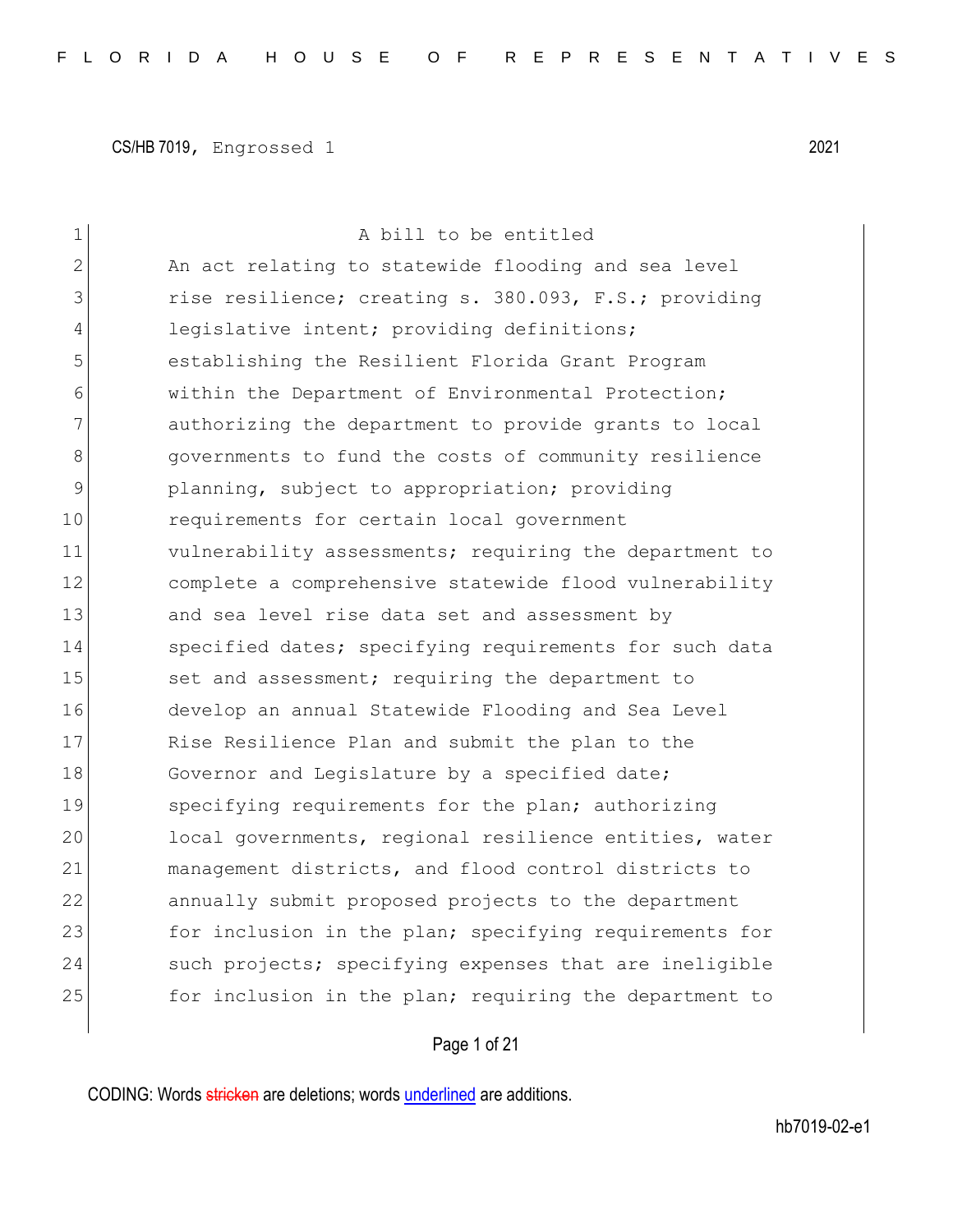CS/HB 7019, Engrossed 1 2021

A bill to be entitled

An act relating to statewide flooding and sea level rise resilience; creating s. 380.093, F.S.; providing legislative intent; providing definitions; establishing the Resilient Florida Grant Program within the Department of Environmental Protection; authorizing the department to provide grants to local governments to fund the costs of community resilience planning, subject to appropriation; providing requirements for certain local government vulnerability assessments; requiring the department to complete a comprehensive statewide flood vulnerability and sea level rise data set and assessment by specified dates; specifying requirements for such data set and assessment; requiring the department to develop an annual Statewide Flooding and Sea Level Rise Resilience Plan and submit the plan to the Governor and Legislature by a specified date; specifying requirements for the plan; authorizing local governments, regional resilience entities, water management districts, and flood control districts to annually submit proposed projects to the department for inclusion in the plan; specifying requirements for such projects; specifying expenses that are ineligible for inclusion in the plan; requiring the department to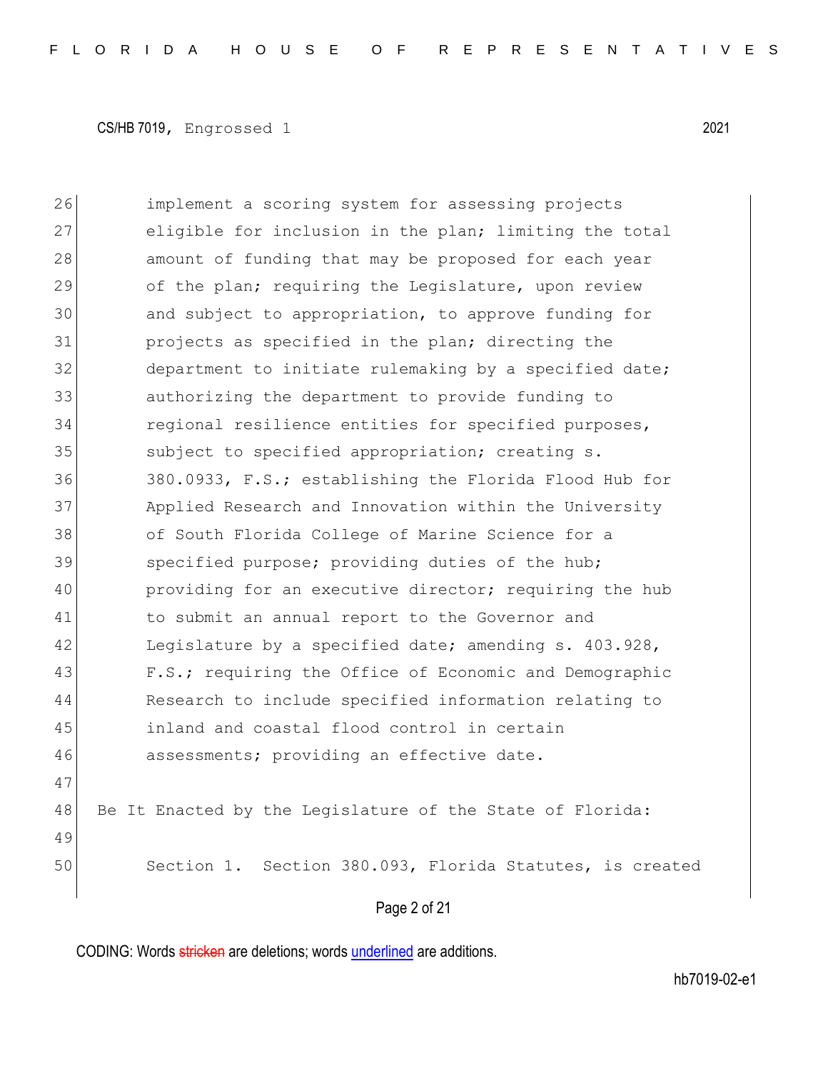implement a scoring system for assessing projects eligible for inclusion in the plan; limiting the total amount of funding that may be proposed for each year of the plan; requiring the Legislature, upon review and subject to appropriation, to approve funding for projects as specified in the plan; directing the department to initiate rulemaking by a specified date; authorizing the department to provide funding to regional resilience entities for specified purposes, subject to specified appropriation; creating s. 380.0933, F.S.; establishing the Florida Flood Hub for Applied Research and Innovation within the University of South Florida College of Marine Science for a specified purpose; providing duties of the hub; providing for an executive director; requiring the hub to submit an annual report to the Governor and Legislature by a specified date; amending s. 403.928, F.S.; requiring the Office of Economic and Demographic Research to include specified information relating to inland and coastal flood control in certain assessments; providing an effective date.

Be It Enacted by the Legislature of the State of Florida:

Section 1. Section 380.093, Florida Statutes, is created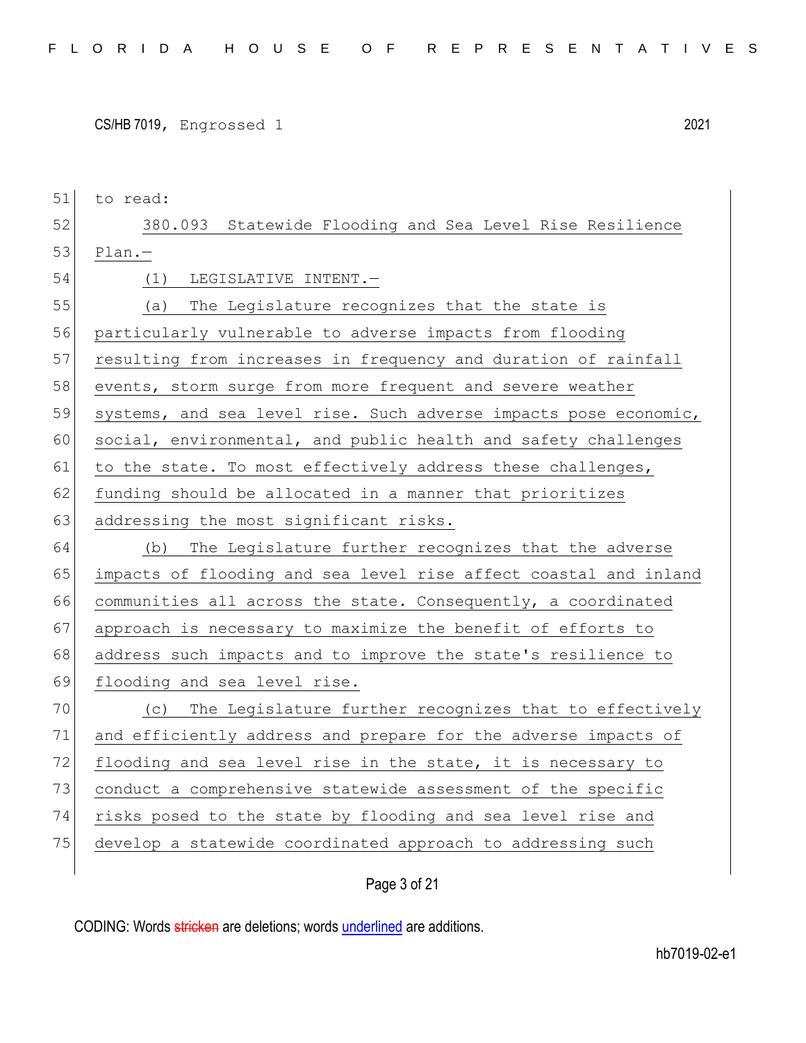to read:

380.093 Statewide Flooding and Sea Level Rise Resilience Plan.—

(1) LEGISLATIVE INTENT.—

(a) The Legislature recognizes that the state is particularly vulnerable to adverse impacts from flooding resulting from increases in frequency and duration of rainfall events, storm surge from more frequent and severe weather systems, and sea level rise. Such adverse impacts pose economic, social, environmental, and public health and safety challenges to the state. To most effectively address these challenges, funding should be allocated in a manner that prioritizes addressing the most significant risks.

(b) The Legislature further recognizes that the adverse impacts of flooding and sea level rise affect coastal and inland communities all across the state. Consequently, a coordinated approach is necessary to maximize the benefit of efforts to address such impacts and to improve the state's resilience to flooding and sea level rise.

(c) The Legislature further recognizes that to effectively and efficiently address and prepare for the adverse impacts of flooding and sea level rise in the state, it is necessary to conduct a comprehensive statewide assessment of the specific risks posed to the state by flooding and sea level rise and develop a statewide coordinated approach to addressing such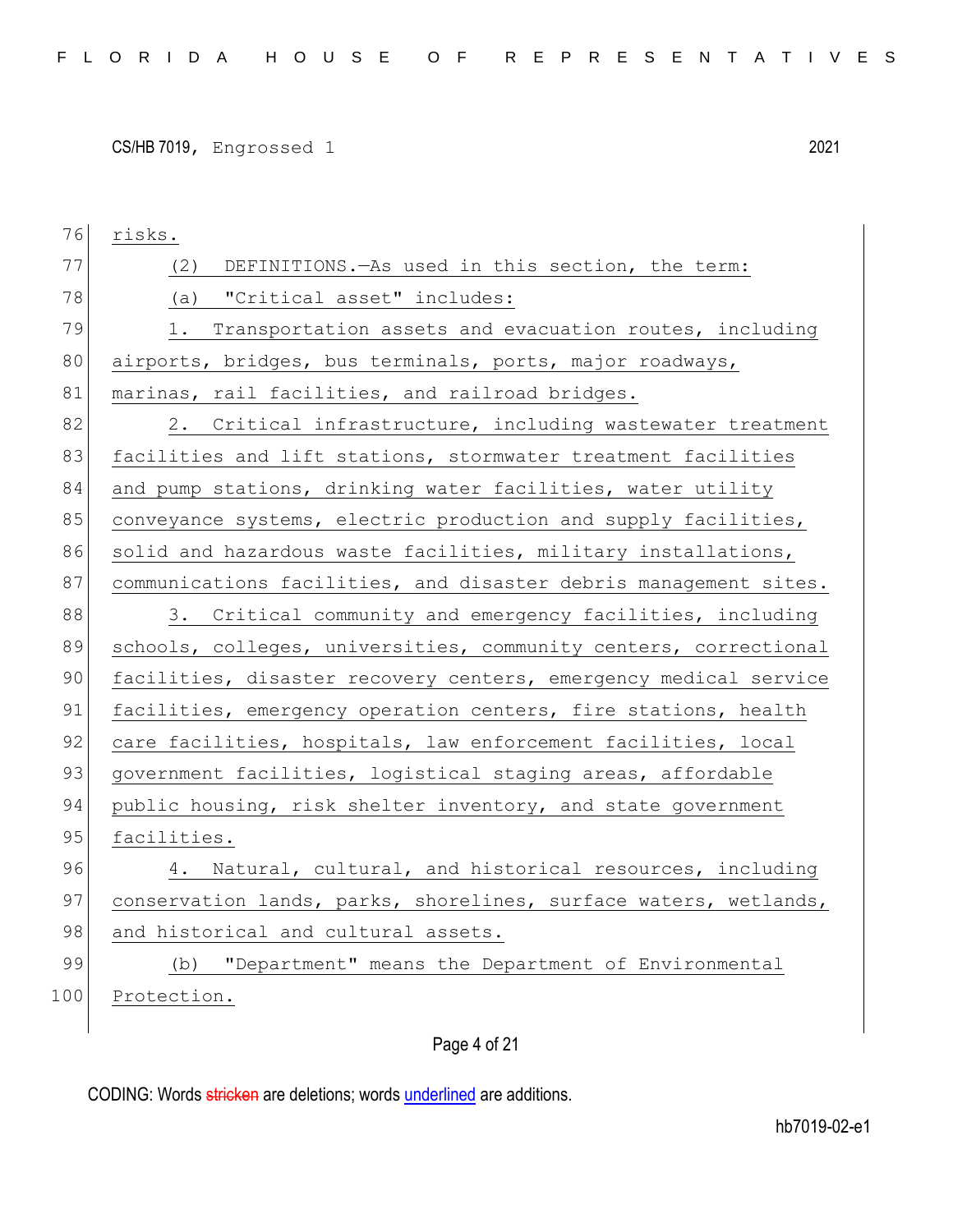risks.

(2) DEFINITIONS.—As used in this section, the term:

(a) "Critical asset" includes:

1. Transportation assets and evacuation routes, including airports, bridges, bus terminals, ports, major roadways, marinas, rail facilities, and railroad bridges.

2. Critical infrastructure, including wastewater treatment facilities and lift stations, stormwater treatment facilities and pump stations, drinking water facilities, water utility conveyance systems, electric production and supply facilities, solid and hazardous waste facilities, military installations, communications facilities, and disaster debris management sites.

3. Critical community and emergency facilities, including schools, colleges, universities, community centers, correctional facilities, disaster recovery centers, emergency medical service facilities, emergency operation centers, fire stations, health care facilities, hospitals, law enforcement facilities, local government facilities, logistical staging areas, affordable public housing, risk shelter inventory, and state government facilities.

4. Natural, cultural, and historical resources, including conservation lands, parks, shorelines, surface waters, wetlands, and historical and cultural assets.

(b) "Department" means the Department of Environmental Protection.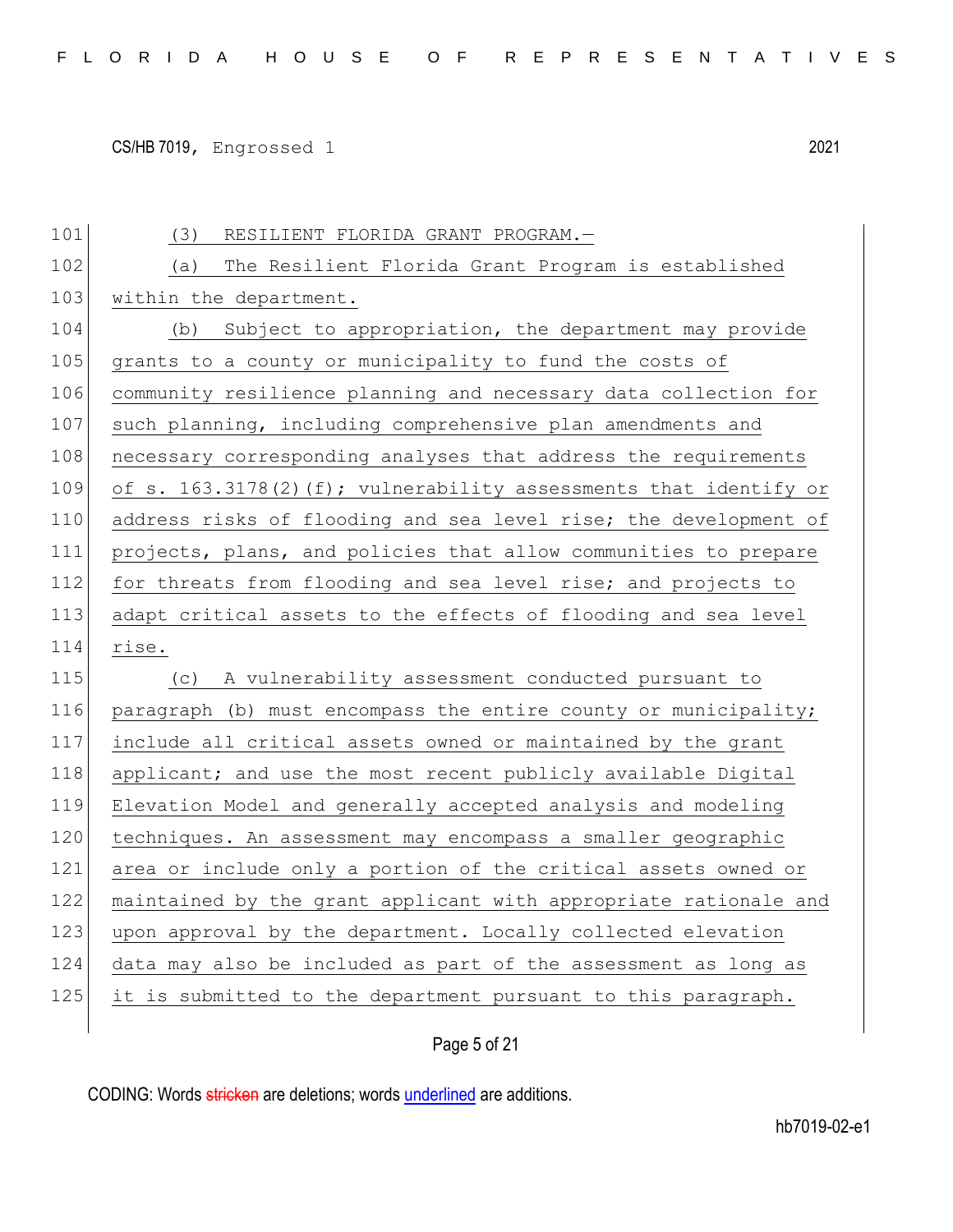(3) RESILIENT FLORIDA GRANT PROGRAM.—

(a) The Resilient Florida Grant Program is established within the department.

(b) Subject to appropriation, the department may provide grants to a county or municipality to fund the costs of community resilience planning and necessary data collection for such planning, including comprehensive plan amendments and necessary corresponding analyses that address the requirements of s. 163.3178(2)(f); vulnerability assessments that identify or address risks of flooding and sea level rise; the development of projects, plans, and policies that allow communities to prepare for threats from flooding and sea level rise; and projects to adapt critical assets to the effects of flooding and sea level rise.

(c) A vulnerability assessment conducted pursuant to paragraph (b) must encompass the entire county or municipality; include all critical assets owned or maintained by the grant applicant; and use the most recent publicly available Digital Elevation Model and generally accepted analysis and modeling techniques. An assessment may encompass a smaller geographic area or include only a portion of the critical assets owned or maintained by the grant applicant with appropriate rationale and upon approval by the department. Locally collected elevation data may also be included as part of the assessment as long as it is submitted to the department pursuant to this paragraph.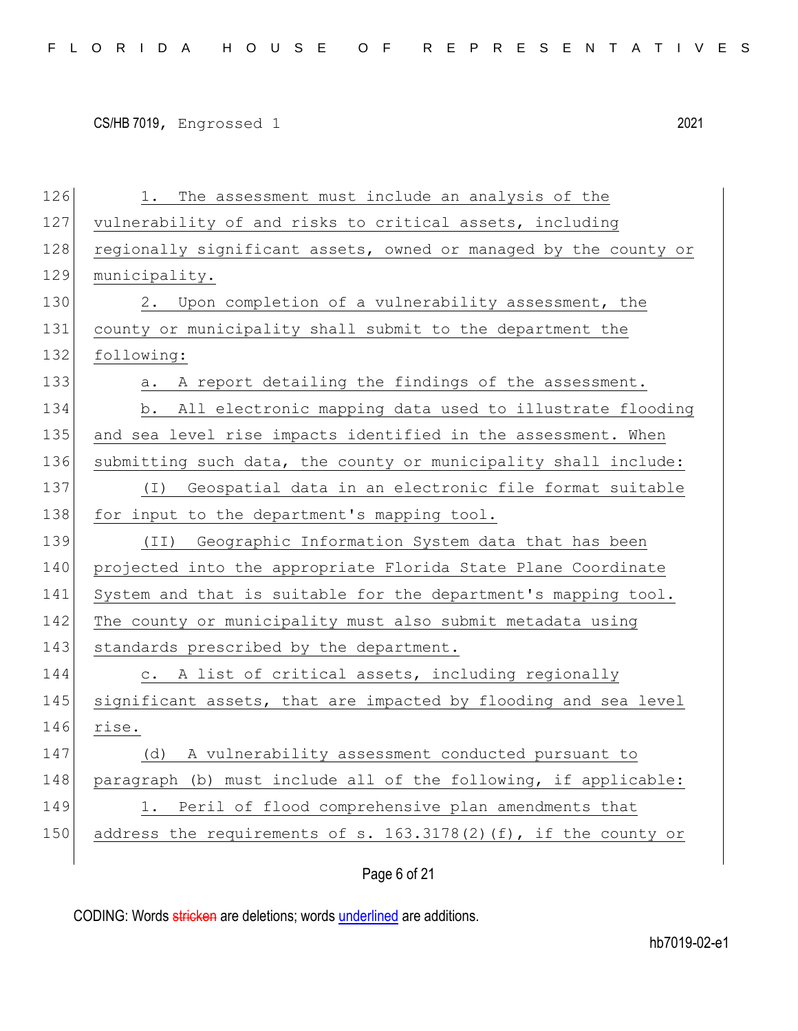1. The assessment must include an analysis of the vulnerability of and risks to critical assets, including regionally significant assets, owned or managed by the county or municipality.

2. Upon completion of a vulnerability assessment, the county or municipality shall submit to the department the following:

a. A report detailing the findings of the assessment.

b. All electronic mapping data used to illustrate flooding and sea level rise impacts identified in the assessment. When submitting such data, the county or municipality shall include:

(I) Geospatial data in an electronic file format suitable for input to the department's mapping tool.

(II) Geographic Information System data that has been projected into the appropriate Florida State Plane Coordinate System and that is suitable for the department's mapping tool. The county or municipality must also submit metadata using standards prescribed by the department.

c. A list of critical assets, including regionally significant assets, that are impacted by flooding and sea level rise.

(d) A vulnerability assessment conducted pursuant to paragraph (b) must include all of the following, if applicable:

1. Peril of flood comprehensive plan amendments that address the requirements of s. 163.3178(2)(f), if the county or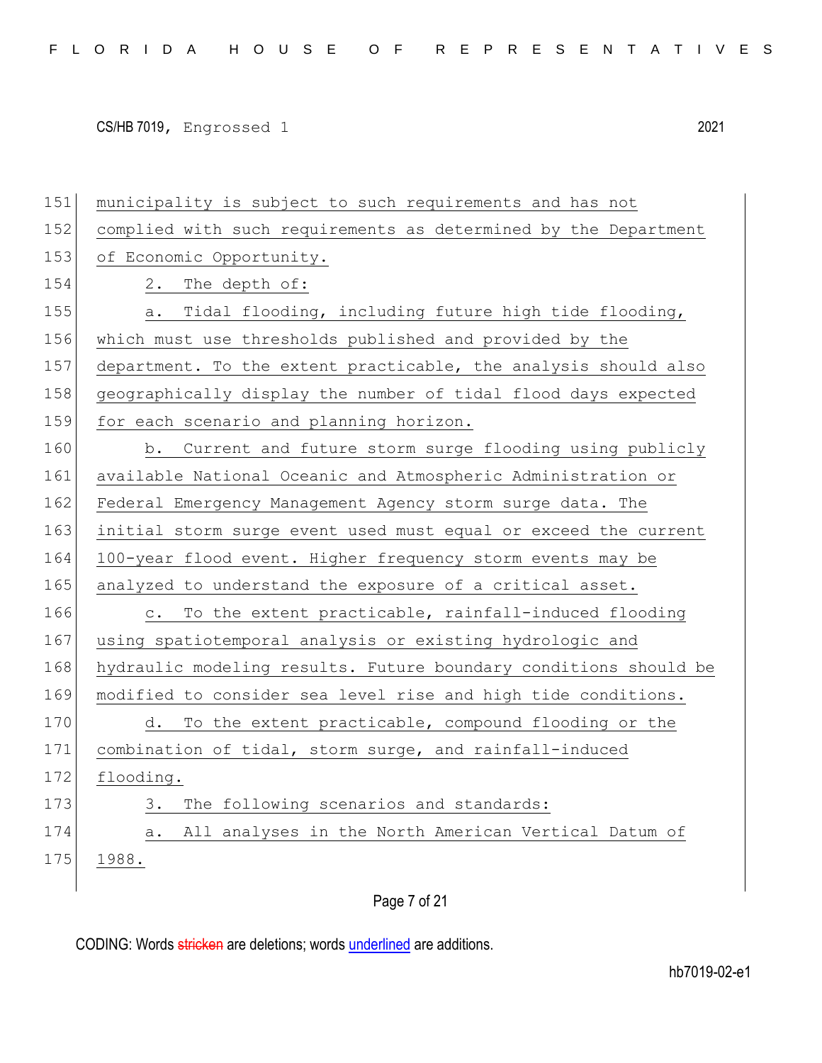municipality is subject to such requirements and has not complied with such requirements as determined by the Department of Economic Opportunity.

2. The depth of:

a. Tidal flooding, including future high tide flooding, which must use thresholds published and provided by the department. To the extent practicable, the analysis should also geographically display the number of tidal flood days expected for each scenario and planning horizon.

b. Current and future storm surge flooding using publicly available National Oceanic and Atmospheric Administration or Federal Emergency Management Agency storm surge data. The initial storm surge event used must equal or exceed the current 100-year flood event. Higher frequency storm events may be analyzed to understand the exposure of a critical asset.

c. To the extent practicable, rainfall-induced flooding using spatiotemporal analysis or existing hydrologic and hydraulic modeling results. Future boundary conditions should be modified to consider sea level rise and high tide conditions.

d. To the extent practicable, compound flooding or the combination of tidal, storm surge, and rainfall-induced flooding.

3. The following scenarios and standards:

a. All analyses in the North American Vertical Datum of 1988.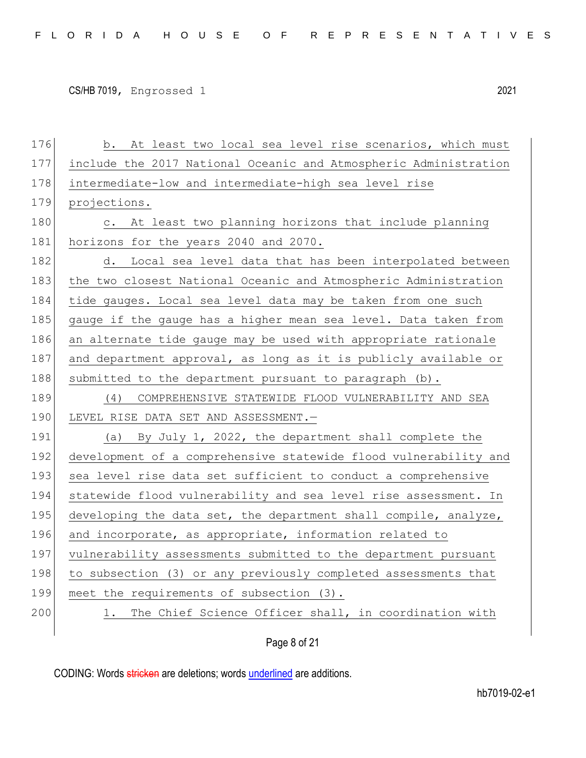b. At least two local sea level rise scenarios, which must include the 2017 National Oceanic and Atmospheric Administration intermediate-low and intermediate-high sea level rise projections.

c. At least two planning horizons that include planning horizons for the years 2040 and 2070.

d. Local sea level data that has been interpolated between the two closest National Oceanic and Atmospheric Administration tide gauges. Local sea level data may be taken from one such gauge if the gauge has a higher mean sea level. Data taken from an alternate tide gauge may be used with appropriate rationale and department approval, as long as it is publicly available or submitted to the department pursuant to paragraph (b).

(4) COMPREHENSIVE STATEWIDE FLOOD VULNERABILITY AND SEA LEVEL RISE DATA SET AND ASSESSMENT.—

(a) By July 1, 2022, the department shall complete the development of a comprehensive statewide flood vulnerability and sea level rise data set sufficient to conduct a comprehensive statewide flood vulnerability and sea level rise assessment. In developing the data set, the department shall compile, analyze, and incorporate, as appropriate, information related to vulnerability assessments submitted to the department pursuant to subsection (3) or any previously completed assessments that meet the requirements of subsection (3).

1. The Chief Science Officer shall, in coordination with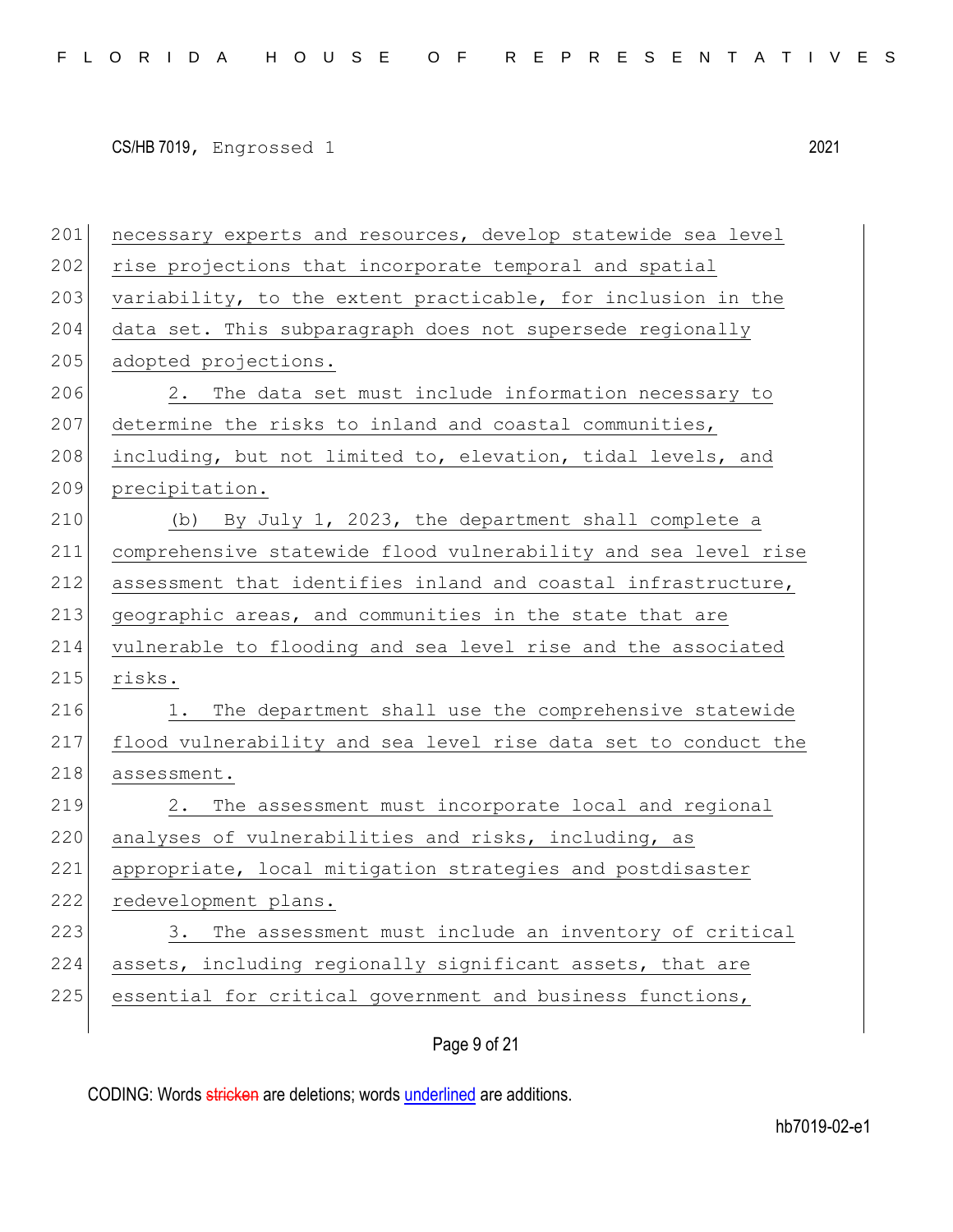necessary experts and resources, develop statewide sea level rise projections that incorporate temporal and spatial variability, to the extent practicable, for inclusion in the data set. This subparagraph does not supersede regionally adopted projections.

2. The data set must include information necessary to determine the risks to inland and coastal communities, including, but not limited to, elevation, tidal levels, and precipitation.

(b) By July 1, 2023, the department shall complete a comprehensive statewide flood vulnerability and sea level rise assessment that identifies inland and coastal infrastructure, geographic areas, and communities in the state that are vulnerable to flooding and sea level rise and the associated risks.

1. The department shall use the comprehensive statewide flood vulnerability and sea level rise data set to conduct the assessment.

2. The assessment must incorporate local and regional analyses of vulnerabilities and risks, including, as appropriate, local mitigation strategies and postdisaster redevelopment plans.

3. The assessment must include an inventory of critical assets, including regionally significant assets, that are essential for critical government and business functions,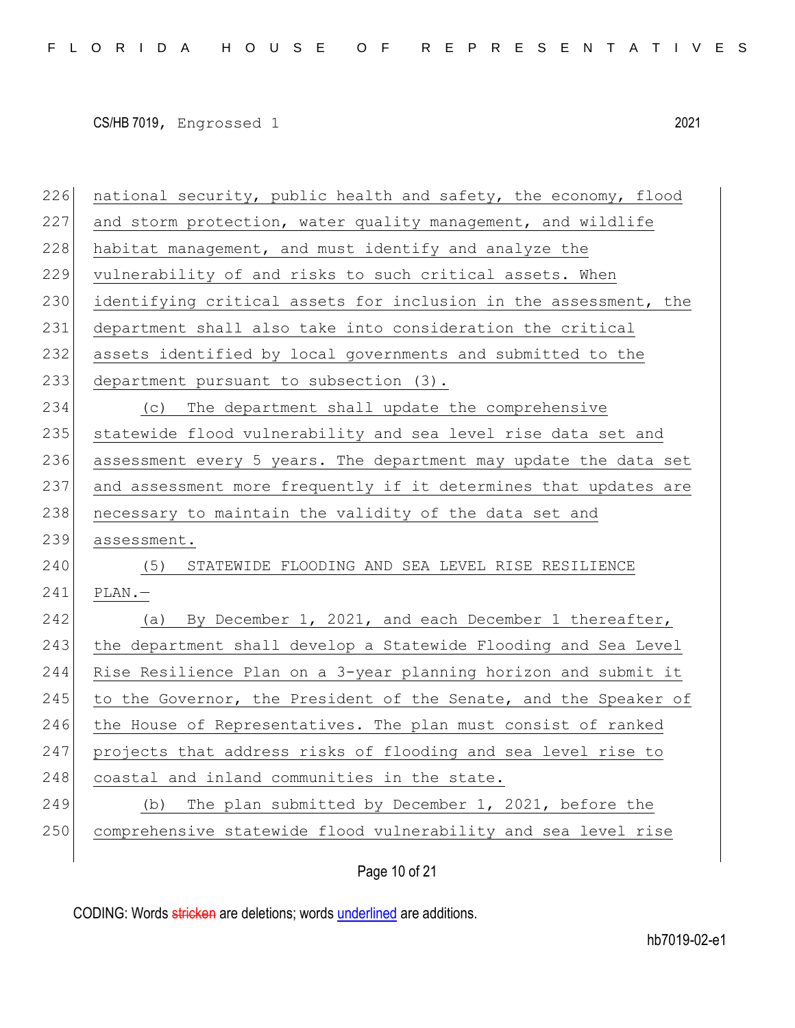national security, public health and safety, the economy, flood and storm protection, water quality management, and wildlife habitat management, and must identify and analyze the vulnerability of and risks to such critical assets. When identifying critical assets for inclusion in the assessment, the department shall also take into consideration the critical assets identified by local governments and submitted to the department pursuant to subsection (3).

(c) The department shall update the comprehensive statewide flood vulnerability and sea level rise data set and assessment every 5 years. The department may update the data set and assessment more frequently if it determines that updates are necessary to maintain the validity of the data set and assessment.

(5) STATEWIDE FLOODING AND SEA LEVEL RISE RESILIENCE PLAN.—

(a) By December 1, 2021, and each December 1 thereafter, the department shall develop a Statewide Flooding and Sea Level Rise Resilience Plan on a 3-year planning horizon and submit it to the Governor, the President of the Senate, and the Speaker of the House of Representatives. The plan must consist of ranked projects that address risks of flooding and sea level rise to coastal and inland communities in the state.

(b) The plan submitted by December 1, 2021, before the comprehensive statewide flood vulnerability and sea level rise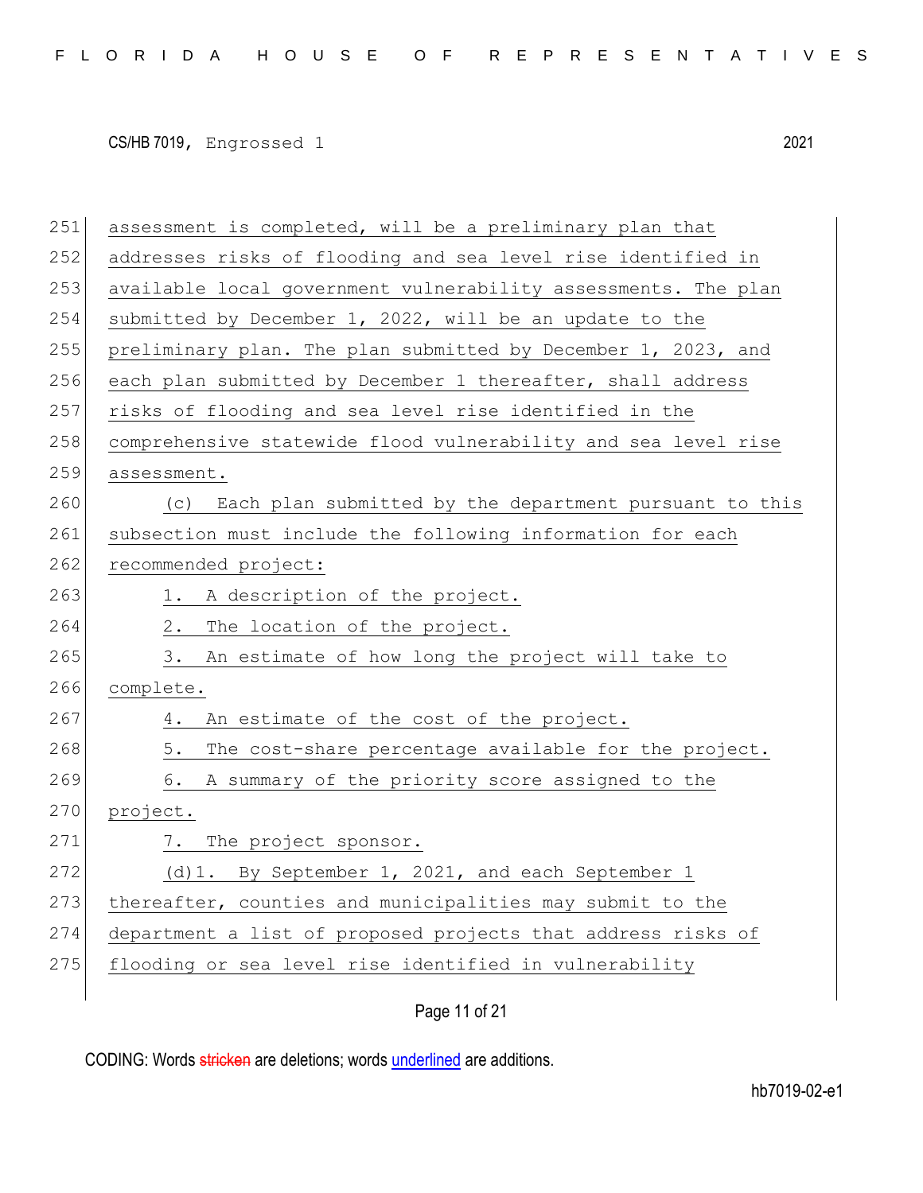assessment is completed, will be a preliminary plan that addresses risks of flooding and sea level rise identified in available local government vulnerability assessments. The plan submitted by December 1, 2022, will be an update to the preliminary plan. The plan submitted by December 1, 2023, and each plan submitted by December 1 thereafter, shall address risks of flooding and sea level rise identified in the comprehensive statewide flood vulnerability and sea level rise assessment.

(c) Each plan submitted by the department pursuant to this subsection must include the following information for each recommended project:

1. A description of the project.
2. The location of the project.
3. An estimate of how long the project will take to complete.
4. An estimate of the cost of the project.
5. The cost-share percentage available for the project.
6. A summary of the priority score assigned to the project.
7. The project sponsor.

(d)1. By September 1, 2021, and each September 1 thereafter, counties and municipalities may submit to the department a list of proposed projects that address risks of flooding or sea level rise identified in vulnerability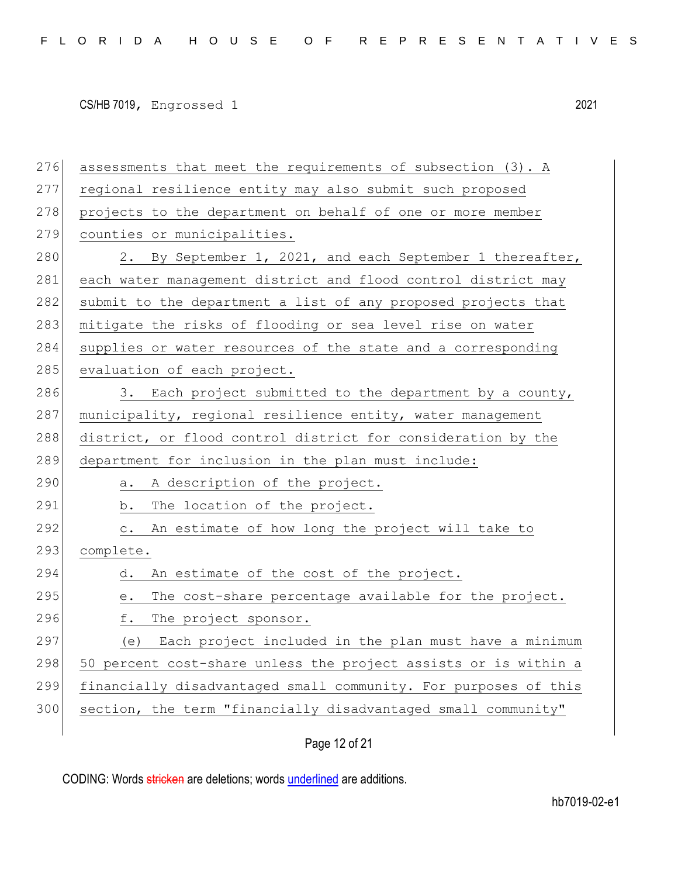assessments that meet the requirements of subsection (3). A regional resilience entity may also submit such proposed projects to the department on behalf of one or more member counties or municipalities.

2. By September 1, 2021, and each September 1 thereafter, each water management district and flood control district may submit to the department a list of any proposed projects that mitigate the risks of flooding or sea level rise on water supplies or water resources of the state and a corresponding evaluation of each project.

3. Each project submitted to the department by a county, municipality, regional resilience entity, water management district, or flood control district for consideration by the department for inclusion in the plan must include:

a. A description of the project.

b. The location of the project.

c. An estimate of how long the project will take to complete.

d. An estimate of the cost of the project.

e. The cost-share percentage available for the project.

f. The project sponsor.

(e) Each project included in the plan must have a minimum 50 percent cost-share unless the project assists or is within a financially disadvantaged small community. For purposes of this section, the term "financially disadvantaged small community"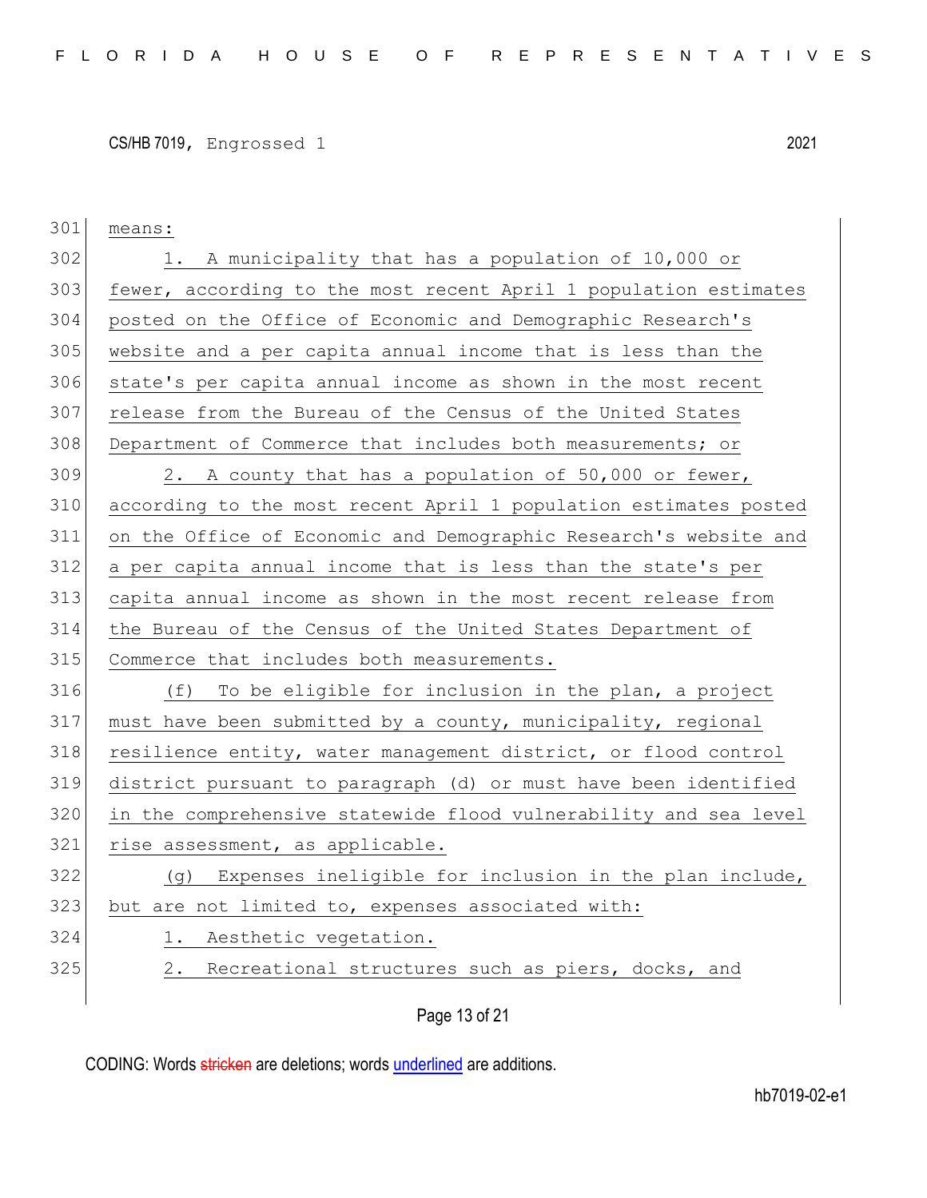means:

1. A municipality that has a population of 10,000 or fewer, according to the most recent April 1 population estimates posted on the Office of Economic and Demographic Research's website and a per capita annual income that is less than the state's per capita annual income as shown in the most recent release from the Bureau of the Census of the United States Department of Commerce that includes both measurements; or

2. A county that has a population of 50,000 or fewer, according to the most recent April 1 population estimates posted on the Office of Economic and Demographic Research's website and a per capita annual income that is less than the state's per capita annual income as shown in the most recent release from the Bureau of the Census of the United States Department of Commerce that includes both measurements.

(f) To be eligible for inclusion in the plan, a project must have been submitted by a county, municipality, regional resilience entity, water management district, or flood control district pursuant to paragraph (d) or must have been identified in the comprehensive statewide flood vulnerability and sea level rise assessment, as applicable.

(g) Expenses ineligible for inclusion in the plan include, but are not limited to, expenses associated with:

1. Aesthetic vegetation.

2. Recreational structures such as piers, docks, and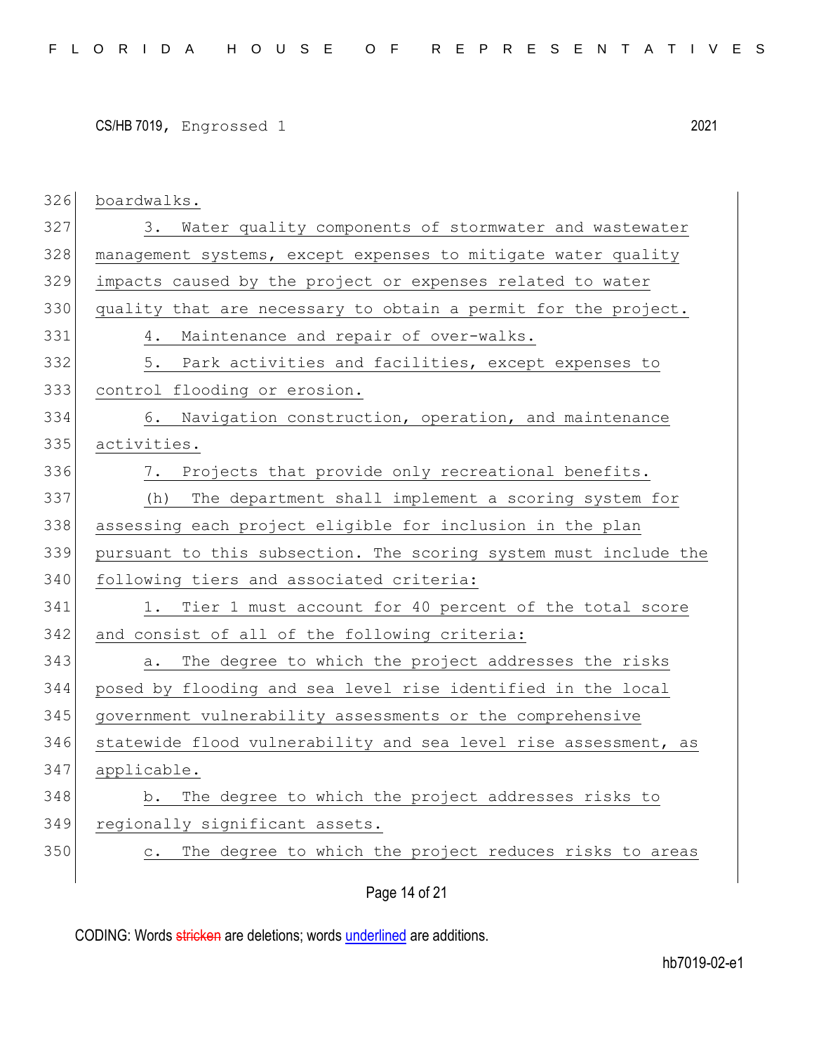boardwalks.

3. Water quality components of stormwater and wastewater management systems, except expenses to mitigate water quality impacts caused by the project or expenses related to water quality that are necessary to obtain a permit for the project.

4. Maintenance and repair of over-walks.

5. Park activities and facilities, except expenses to control flooding or erosion.

6. Navigation construction, operation, and maintenance activities.

7. Projects that provide only recreational benefits.

(h) The department shall implement a scoring system for assessing each project eligible for inclusion in the plan pursuant to this subsection. The scoring system must include the following tiers and associated criteria:

1. Tier 1 must account for 40 percent of the total score and consist of all of the following criteria:

a. The degree to which the project addresses the risks posed by flooding and sea level rise identified in the local government vulnerability assessments or the comprehensive statewide flood vulnerability and sea level rise assessment, as applicable.

b. The degree to which the project addresses risks to regionally significant assets.

c. The degree to which the project reduces risks to areas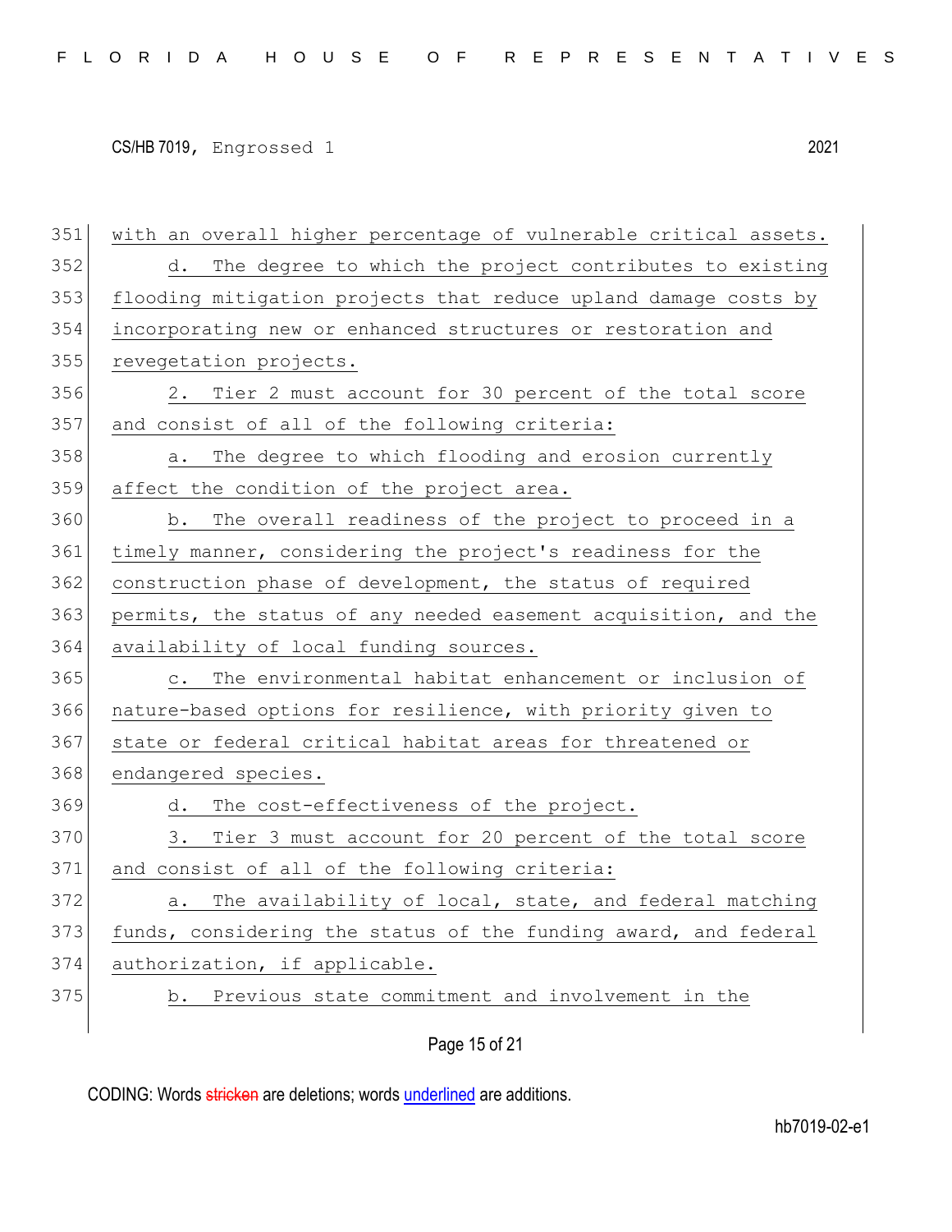with an overall higher percentage of vulnerable critical assets.

d. The degree to which the project contributes to existing flooding mitigation projects that reduce upland damage costs by incorporating new or enhanced structures or restoration and revegetation projects.

2. Tier 2 must account for 30 percent of the total score and consist of all of the following criteria:

a. The degree to which flooding and erosion currently affect the condition of the project area.

b. The overall readiness of the project to proceed in a timely manner, considering the project's readiness for the construction phase of development, the status of required permits, the status of any needed easement acquisition, and the availability of local funding sources.

c. The environmental habitat enhancement or inclusion of nature-based options for resilience, with priority given to state or federal critical habitat areas for threatened or endangered species.

d. The cost-effectiveness of the project.

3. Tier 3 must account for 20 percent of the total score and consist of all of the following criteria:

a. The availability of local, state, and federal matching funds, considering the status of the funding award, and federal authorization, if applicable.

b. Previous state commitment and involvement in the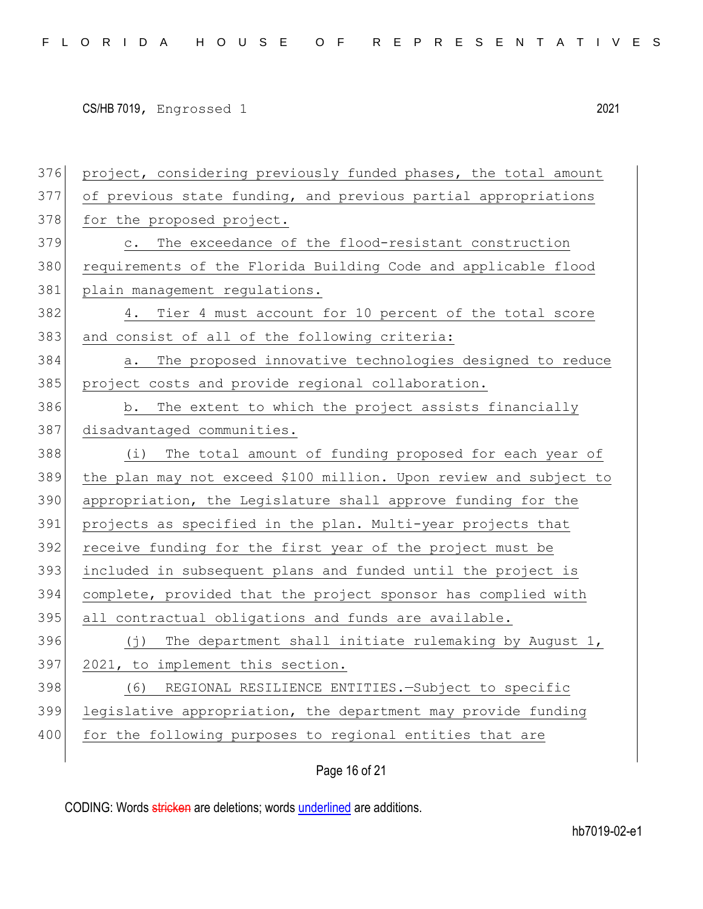project, considering previously funded phases, the total amount of previous state funding, and previous partial appropriations for the proposed project.

c. The exceedance of the flood-resistant construction requirements of the Florida Building Code and applicable flood plain management regulations.

4. Tier 4 must account for 10 percent of the total score and consist of all of the following criteria:

a. The proposed innovative technologies designed to reduce project costs and provide regional collaboration.

b. The extent to which the project assists financially disadvantaged communities.

(i) The total amount of funding proposed for each year of the plan may not exceed $100 million. Upon review and subject to appropriation, the Legislature shall approve funding for the projects as specified in the plan. Multi-year projects that receive funding for the first year of the project must be included in subsequent plans and funded until the project is complete, provided that the project sponsor has complied with all contractual obligations and funds are available.

(j) The department shall initiate rulemaking by August 1, 2021, to implement this section.

(6) REGIONAL RESILIENCE ENTITIES.—Subject to specific legislative appropriation, the department may provide funding for the following purposes to regional entities that are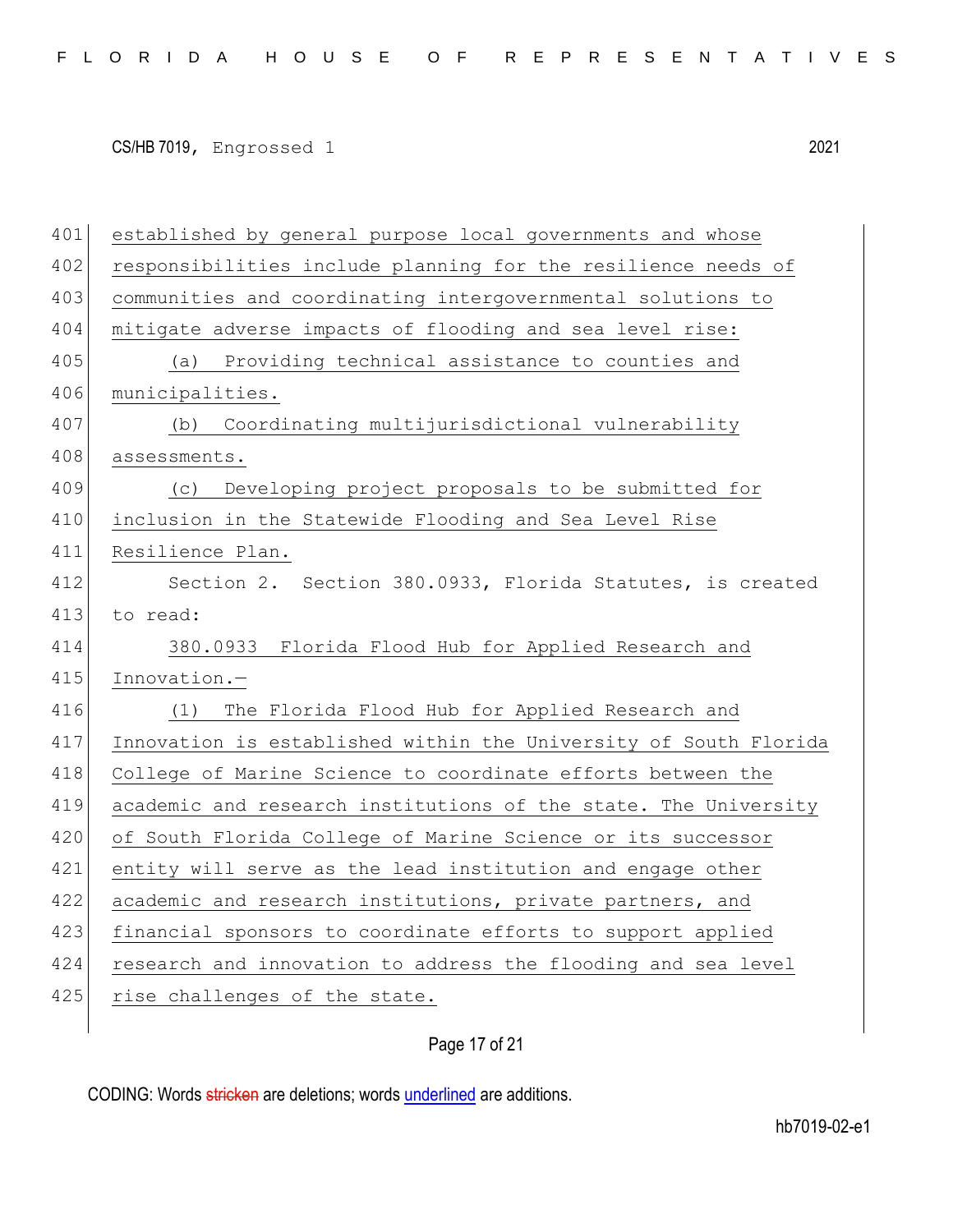established by general purpose local governments and whose responsibilities include planning for the resilience needs of communities and coordinating intergovernmental solutions to mitigate adverse impacts of flooding and sea level rise:

(a) Providing technical assistance to counties and municipalities.

(b) Coordinating multijurisdictional vulnerability assessments.

(c) Developing project proposals to be submitted for inclusion in the Statewide Flooding and Sea Level Rise Resilience Plan.

Section 2. Section 380.0933, Florida Statutes, is created to read:

380.0933 Florida Flood Hub for Applied Research and Innovation.—

(1) The Florida Flood Hub for Applied Research and Innovation is established within the University of South Florida College of Marine Science to coordinate efforts between the academic and research institutions of the state. The University of South Florida College of Marine Science or its successor entity will serve as the lead institution and engage other academic and research institutions, private partners, and financial sponsors to coordinate efforts to support applied research and innovation to address the flooding and sea level rise challenges of the state.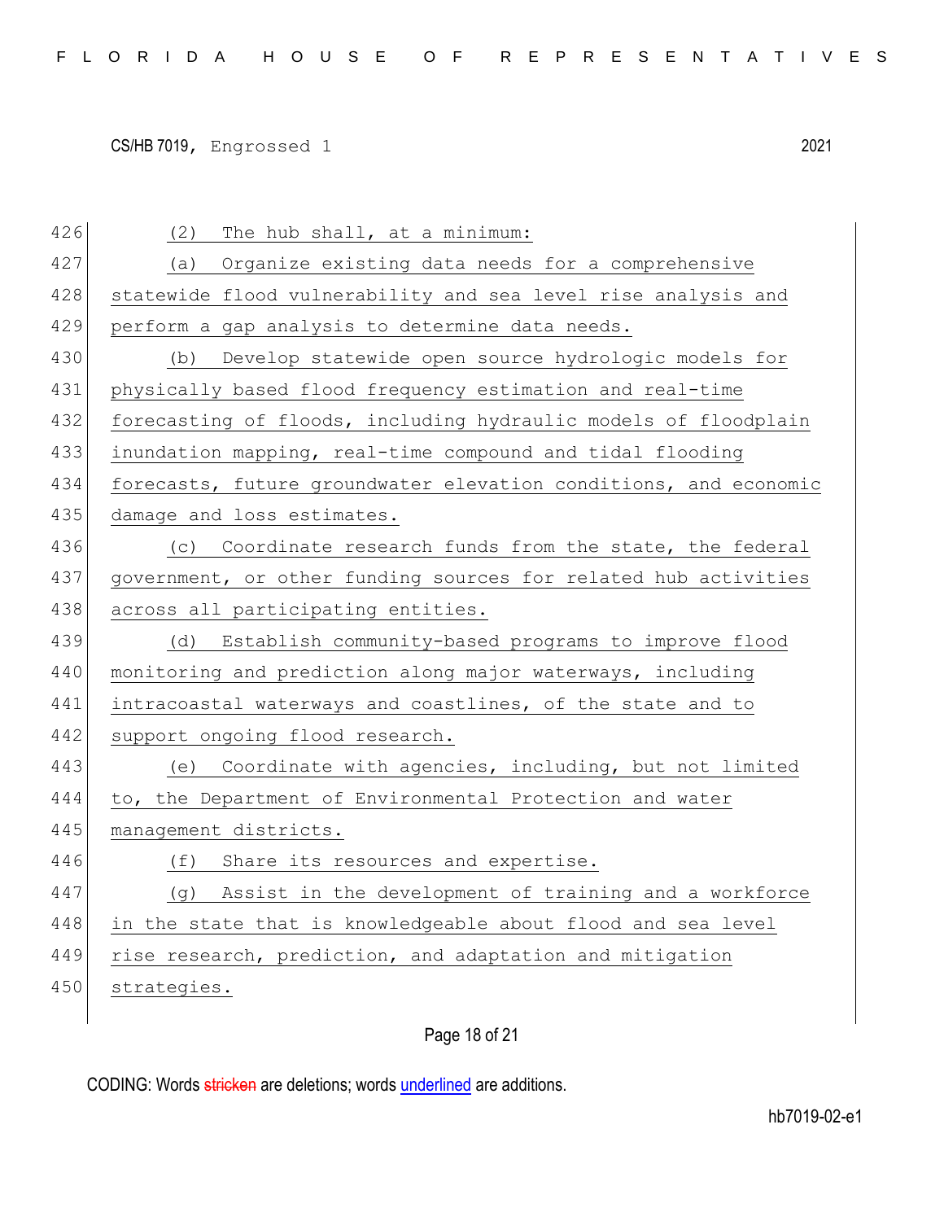(2) The hub shall, at a minimum:

(a) Organize existing data needs for a comprehensive statewide flood vulnerability and sea level rise analysis and perform a gap analysis to determine data needs.

(b) Develop statewide open source hydrologic models for physically based flood frequency estimation and real-time forecasting of floods, including hydraulic models of floodplain inundation mapping, real-time compound and tidal flooding forecasts, future groundwater elevation conditions, and economic damage and loss estimates.

(c) Coordinate research funds from the state, the federal government, or other funding sources for related hub activities across all participating entities.

(d) Establish community-based programs to improve flood monitoring and prediction along major waterways, including intracoastal waterways and coastlines, of the state and to support ongoing flood research.

(e) Coordinate with agencies, including, but not limited to, the Department of Environmental Protection and water management districts.

(f) Share its resources and expertise.

(g) Assist in the development of training and a workforce in the state that is knowledgeable about flood and sea level rise research, prediction, and adaptation and mitigation strategies.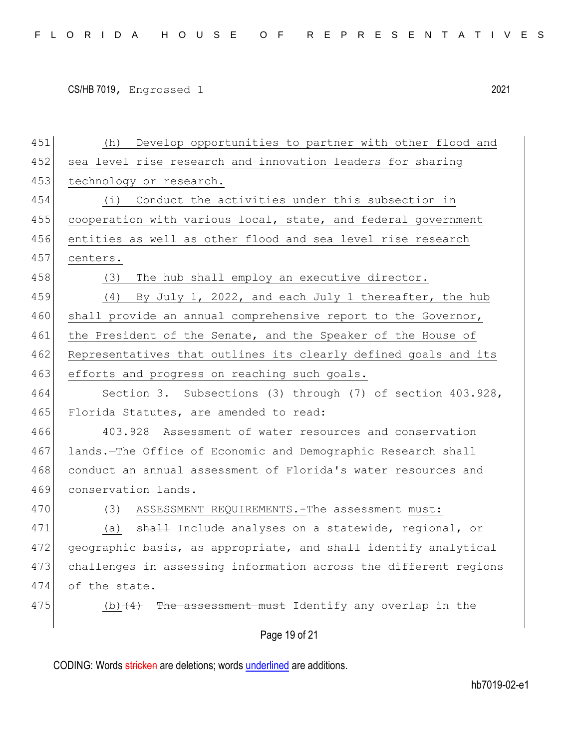(h) Develop opportunities to partner with other flood and sea level rise research and innovation leaders for sharing technology or research.

(i) Conduct the activities under this subsection in cooperation with various local, state, and federal government entities as well as other flood and sea level rise research centers.

(3) The hub shall employ an executive director.

(4) By July 1, 2022, and each July 1 thereafter, the hub shall provide an annual comprehensive report to the Governor, the President of the Senate, and the Speaker of the House of Representatives that outlines its clearly defined goals and its efforts and progress on reaching such goals.

Section 3. Subsections (3) through (7) of section 403.928, Florida Statutes, are amended to read:

403.928 Assessment of water resources and conservation lands.—The Office of Economic and Demographic Research shall conduct an annual assessment of Florida's water resources and conservation lands.

(3) ASSESSMENT REQUIREMENTS.-The assessment must:

(a) ~~shall~~ Include analyses on a statewide, regional, or geographic basis, as appropriate, and ~~shall~~ identify analytical challenges in assessing information across the different regions of the state.

(b) ~~(4) The assessment must~~ Identify any overlap in the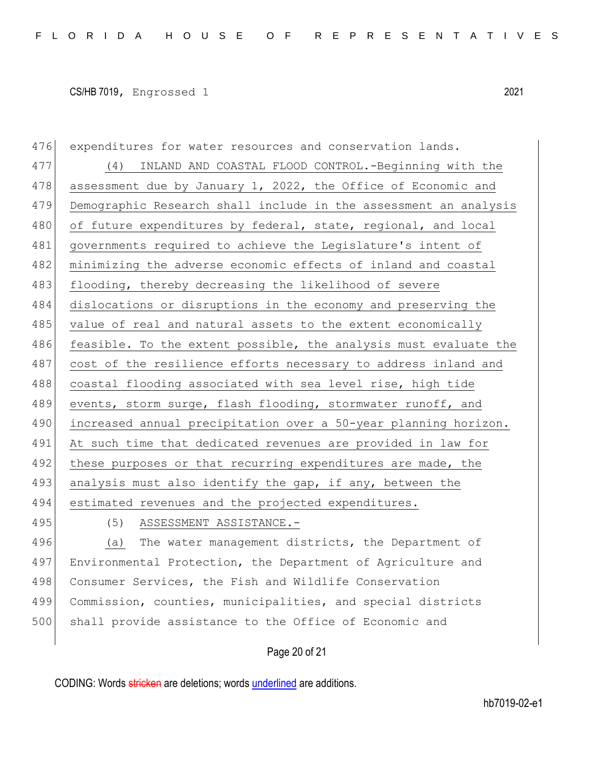expenditures for water resources and conservation lands.

(4) INLAND AND COASTAL FLOOD CONTROL.-Beginning with the assessment due by January 1, 2022, the Office of Economic and Demographic Research shall include in the assessment an analysis of future expenditures by federal, state, regional, and local governments required to achieve the Legislature's intent of minimizing the adverse economic effects of inland and coastal flooding, thereby decreasing the likelihood of severe dislocations or disruptions in the economy and preserving the value of real and natural assets to the extent economically feasible. To the extent possible, the analysis must evaluate the cost of the resilience efforts necessary to address inland and coastal flooding associated with sea level rise, high tide events, storm surge, flash flooding, stormwater runoff, and increased annual precipitation over a 50-year planning horizon. At such time that dedicated revenues are provided in law for these purposes or that recurring expenditures are made, the analysis must also identify the gap, if any, between the estimated revenues and the projected expenditures.

(5) ASSESSMENT ASSISTANCE.-

(a) The water management districts, the Department of Environmental Protection, the Department of Agriculture and Consumer Services, the Fish and Wildlife Conservation Commission, counties, municipalities, and special districts shall provide assistance to the Office of Economic and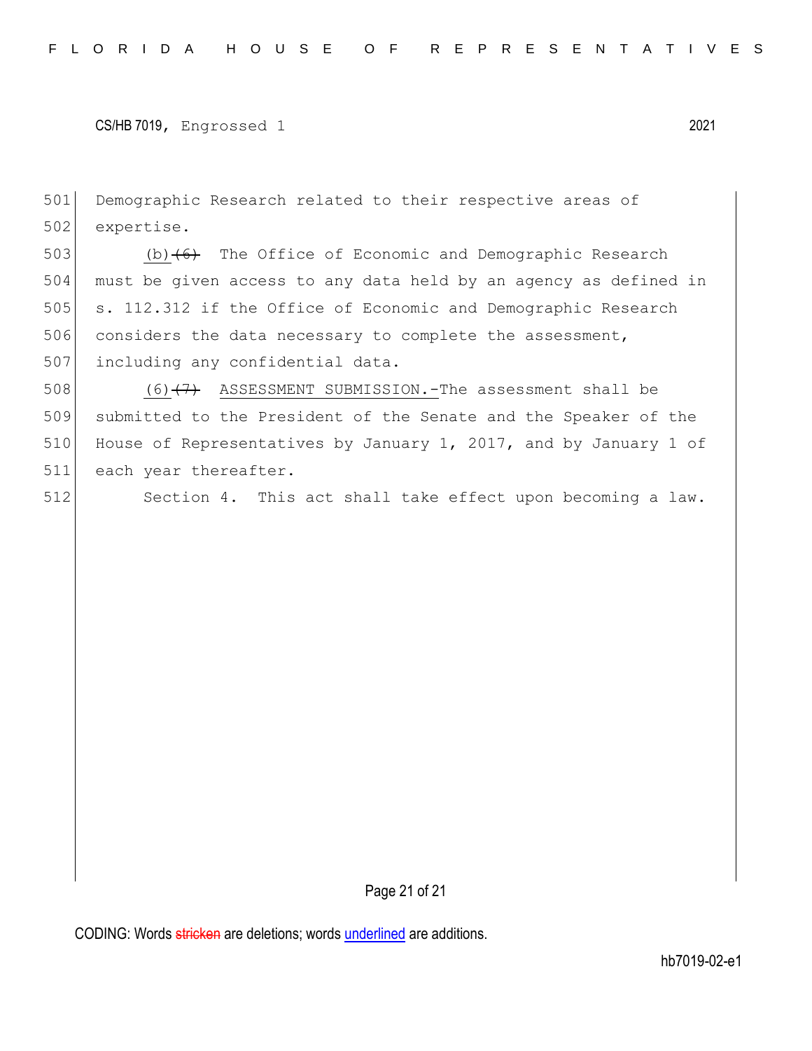Demographic Research related to their respective areas of expertise.

(b)~~(6)~~ The Office of Economic and Demographic Research must be given access to any data held by an agency as defined in s. 112.312 if the Office of Economic and Demographic Research considers the data necessary to complete the assessment, including any confidential data.

(6)~~(7)~~ ASSESSMENT SUBMISSION.-The assessment shall be submitted to the President of the Senate and the Speaker of the House of Representatives by January 1, 2017, and by January 1 of each year thereafter.

Section 4. This act shall take effect upon becoming a law.